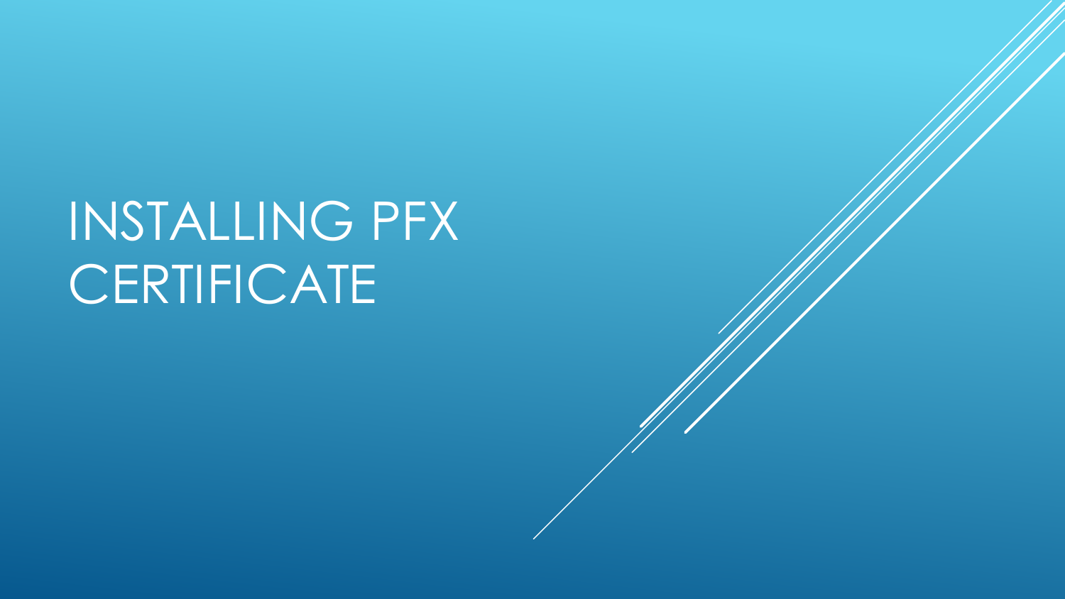# INSTALLING PFX CERTIFICATE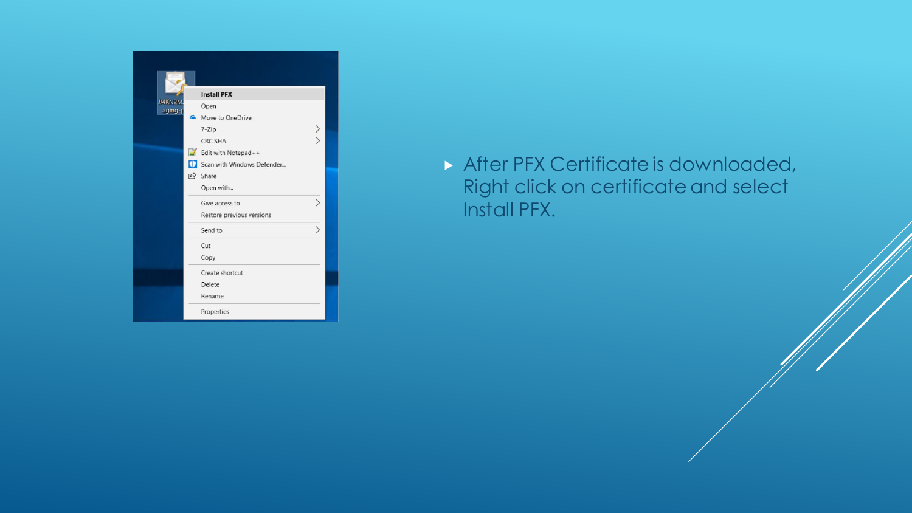- After PFX Certificate is downloaded, Right click on certificate and select Install PFX.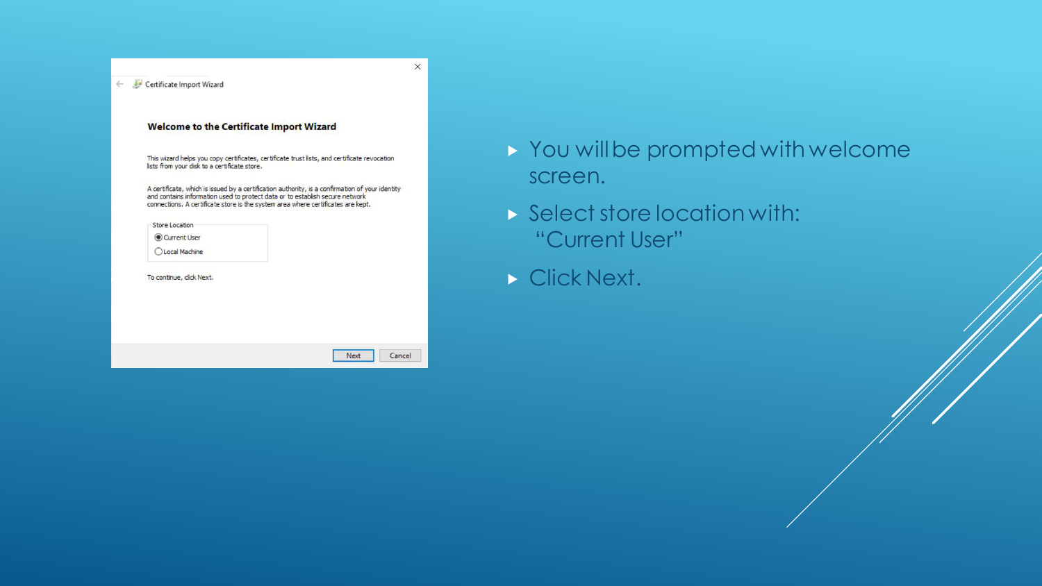Certificate Import Wizard

**Welcome to the Certificate Import Wizard**

This wizard helps you copy certificates, certificate trust lists, and certificate revocation lists from your disk to a certificate store.

A certificate, which is issued by a certification authority, is a confirmation of your identity and contains information used to protect data or to establish secure network connections. A certificate store is the system area where certificates are kept.

Store Location

- (•) Current User
- ( ) Local Machine

To continue, click Next.

Next | Cancel

- You will be prompted with welcome screen.
- Select store location with: "Current User"
- Click Next.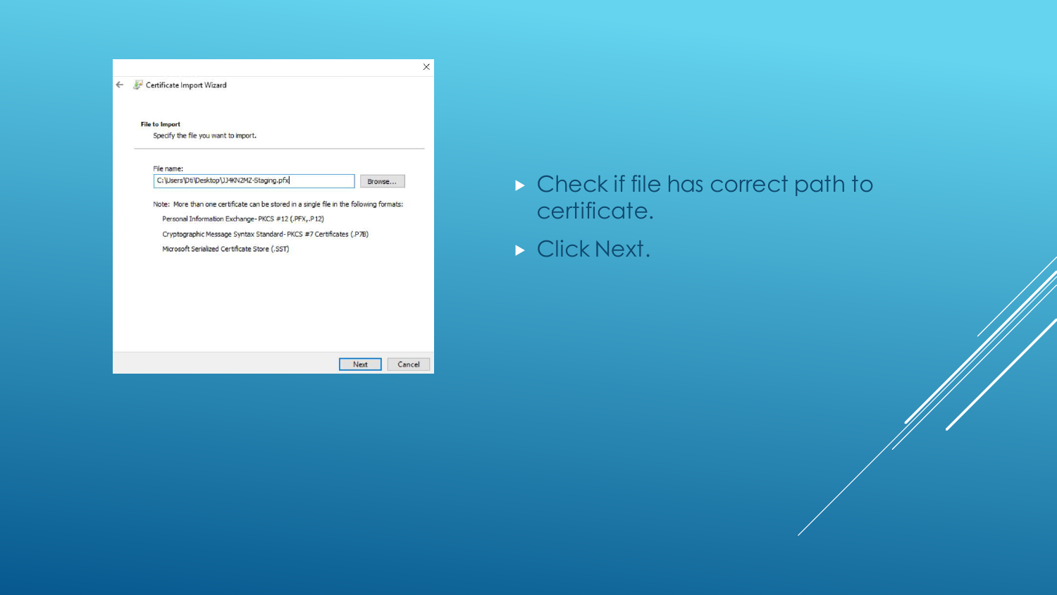Certificate Import Wizard

**File to Import**

Specify the file you want to import.

File name:

C:\Users\Dti\Desktop\JJ4KN2MZ-Staging.pfx

Browse...

Note: More than one certificate can be stored in a single file in the following formats:

Personal Information Exchange- PKCS #12 (.PFX,.P12)

Cryptographic Message Syntax Standard- PKCS #7 Certificates (.P7B)

Microsoft Serialized Certificate Store (.SST)

Next | Cancel

- Check if file has correct path to certificate.
- Click Next.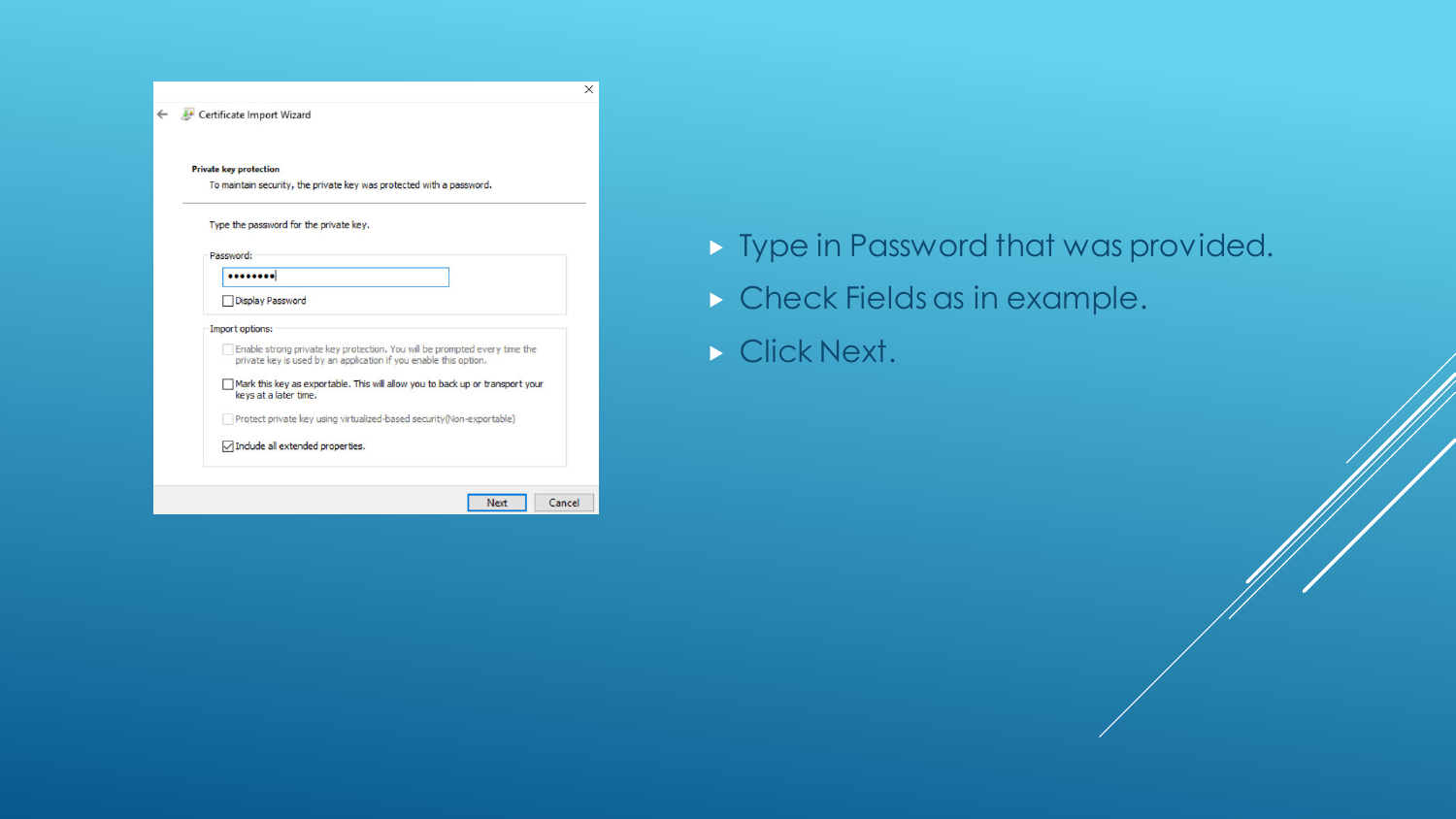- Type in Password that was provided.
- Check Fields as in example.
- Click Next.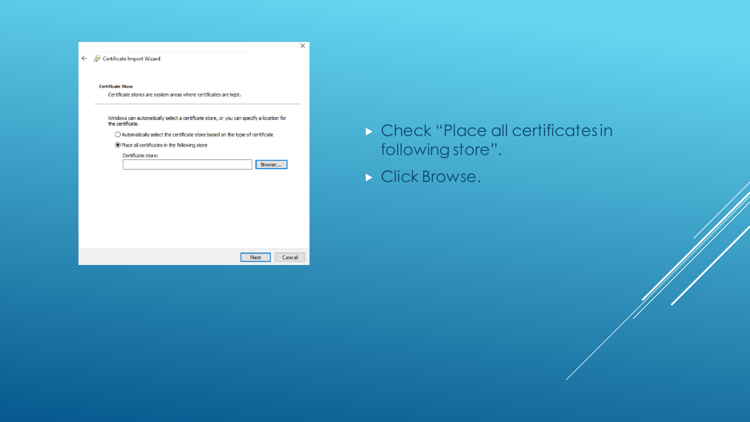- Check "Place all certificates in following store".
- Click Browse.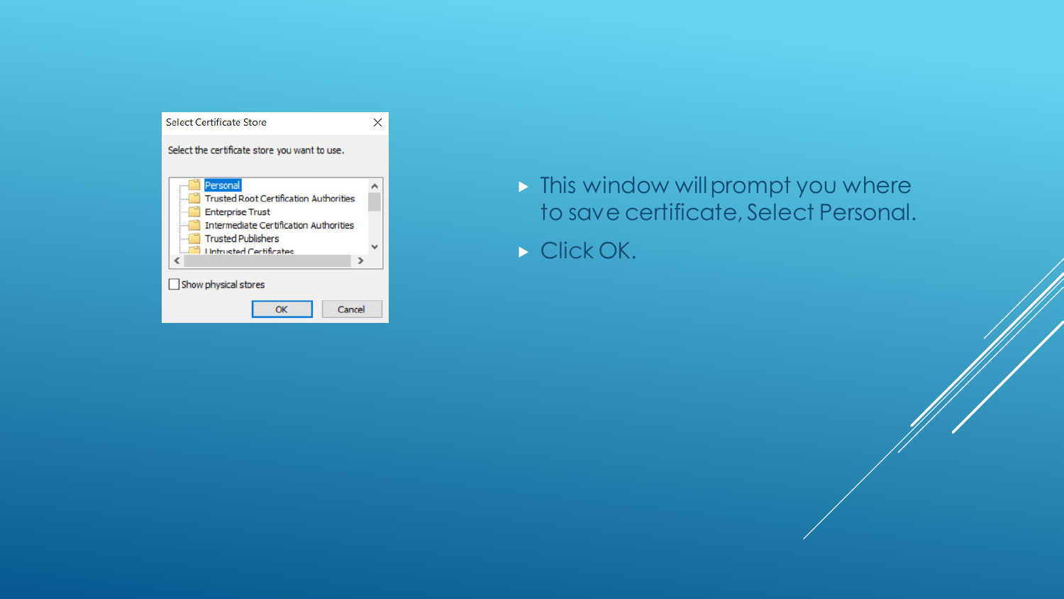- This window will prompt you where to save certificate, Select Personal.
- Click OK.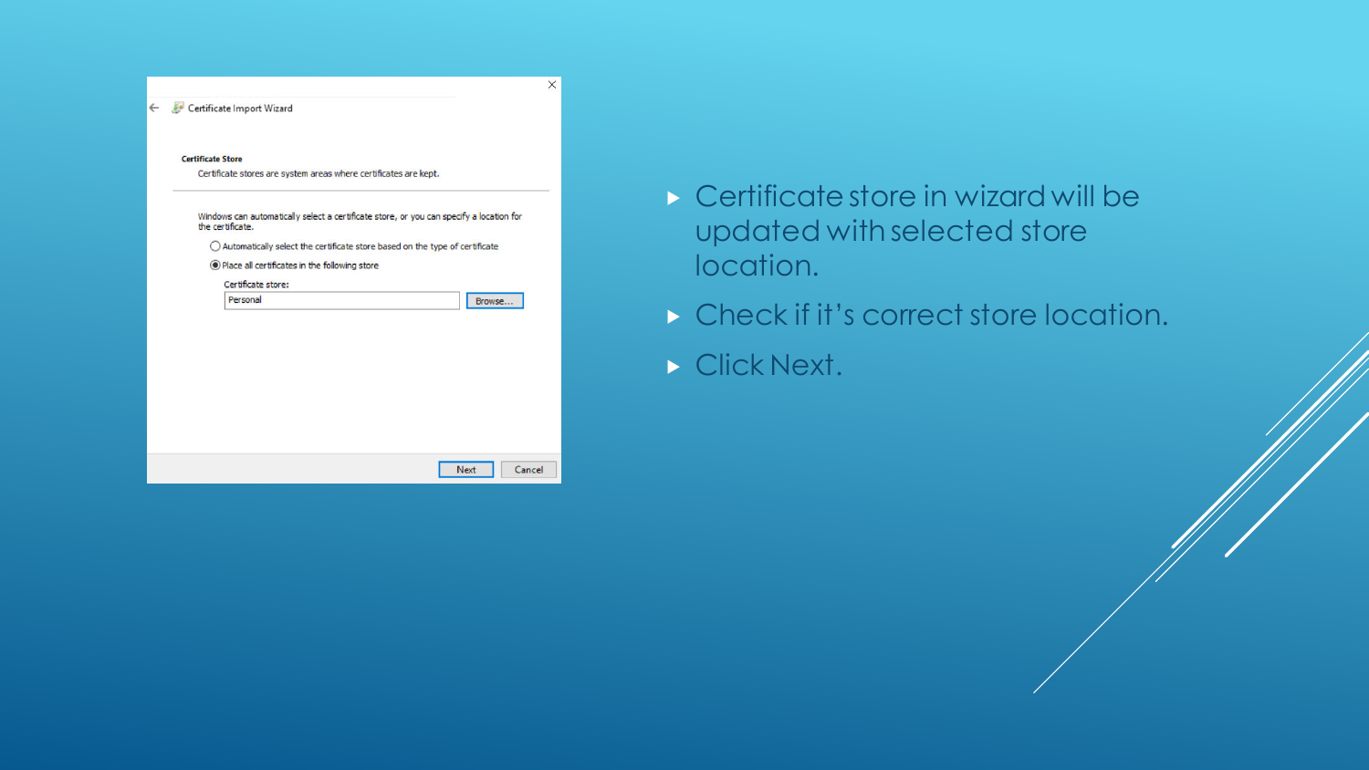- Certificate store in wizard will be updated with selected store location.
- Check if it's correct store location.
- Click Next.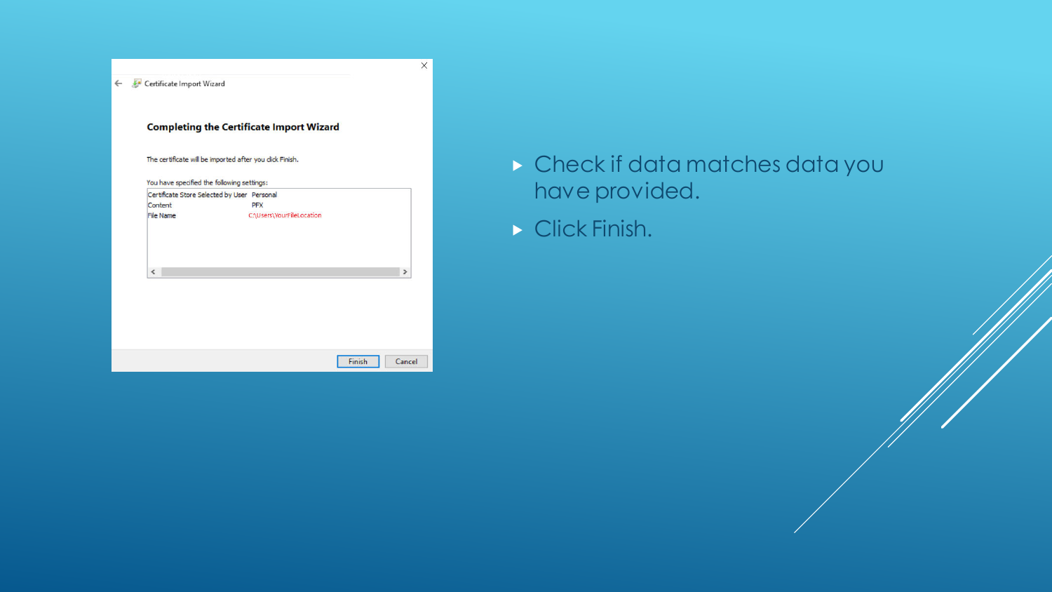Certificate Import Wizard

**Completing the Certificate Import Wizard**

The certificate will be imported after you click Finish.

You have specified the following settings:

| | |
|---|---|
| Certificate Store Selected by User | Personal |
| Content | PFX |
| File Name | C:\Users\YourFileLocation |

Finish Cancel

- Check if data matches data you have provided.
- Click Finish.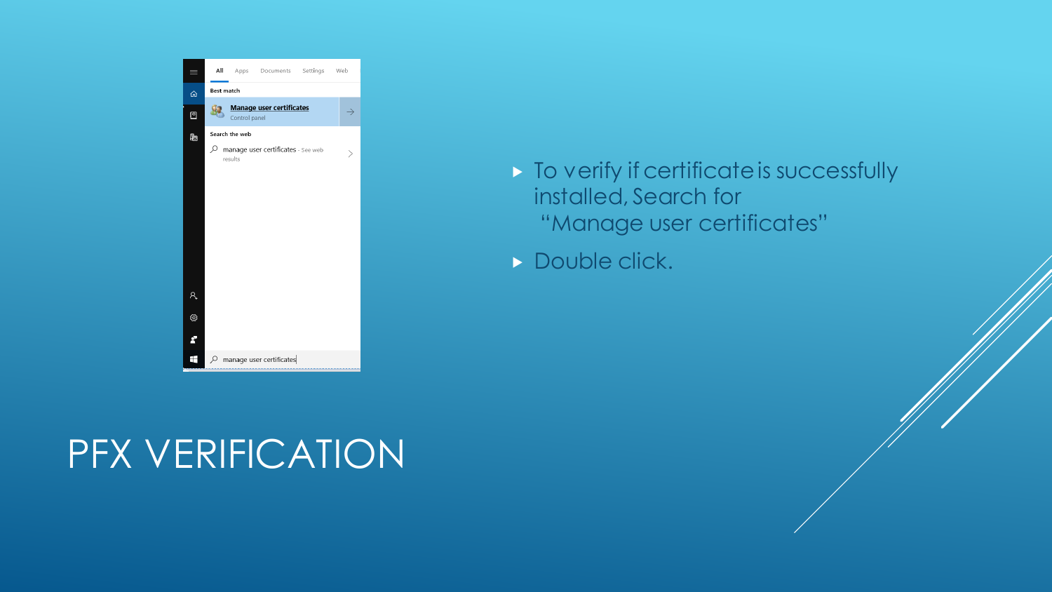# PFX VERIFICATION

- To verify if certificate is successfully installed, Search for "Manage user certificates"
- Double click.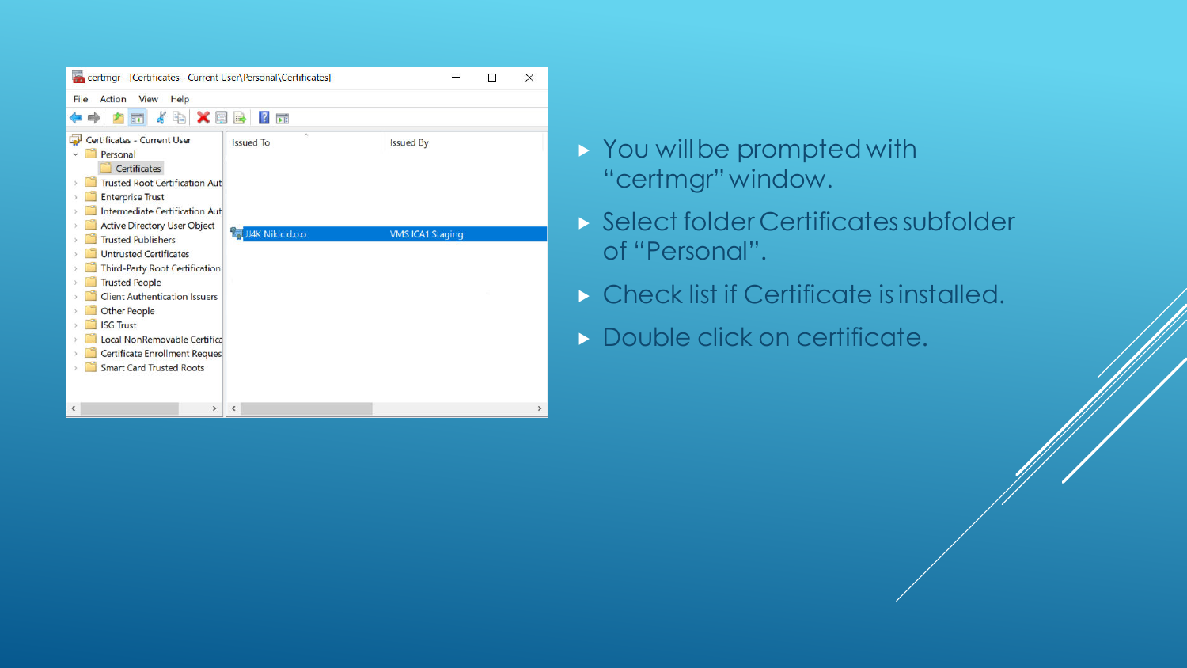- You will be prompted with "certmgr" window.
- Select folder Certificates subfolder of "Personal".
- Check list if Certificate is installed.
- Double click on certificate.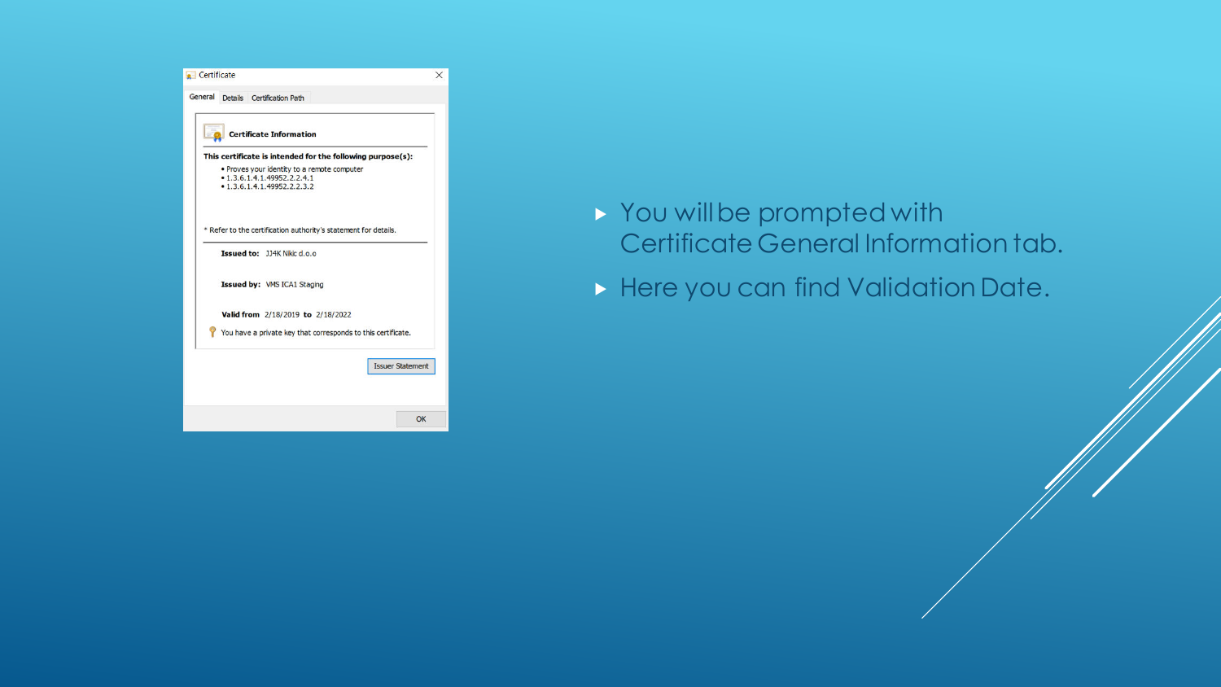- You will be prompted with Certificate General Information tab.
- Here you can find Validation Date.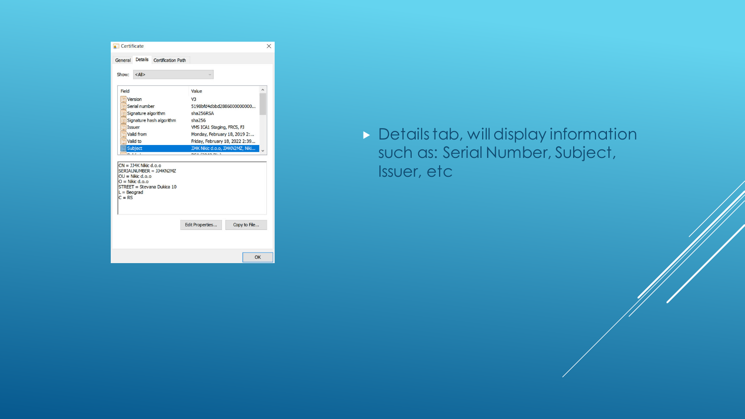- Details tab, will display information such as: Serial Number, Subject, Issuer, etc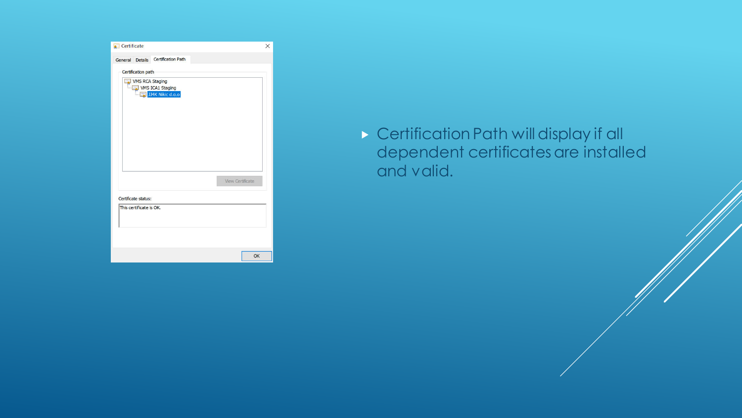- Certification Path will display if all dependent certificates are installed and valid.